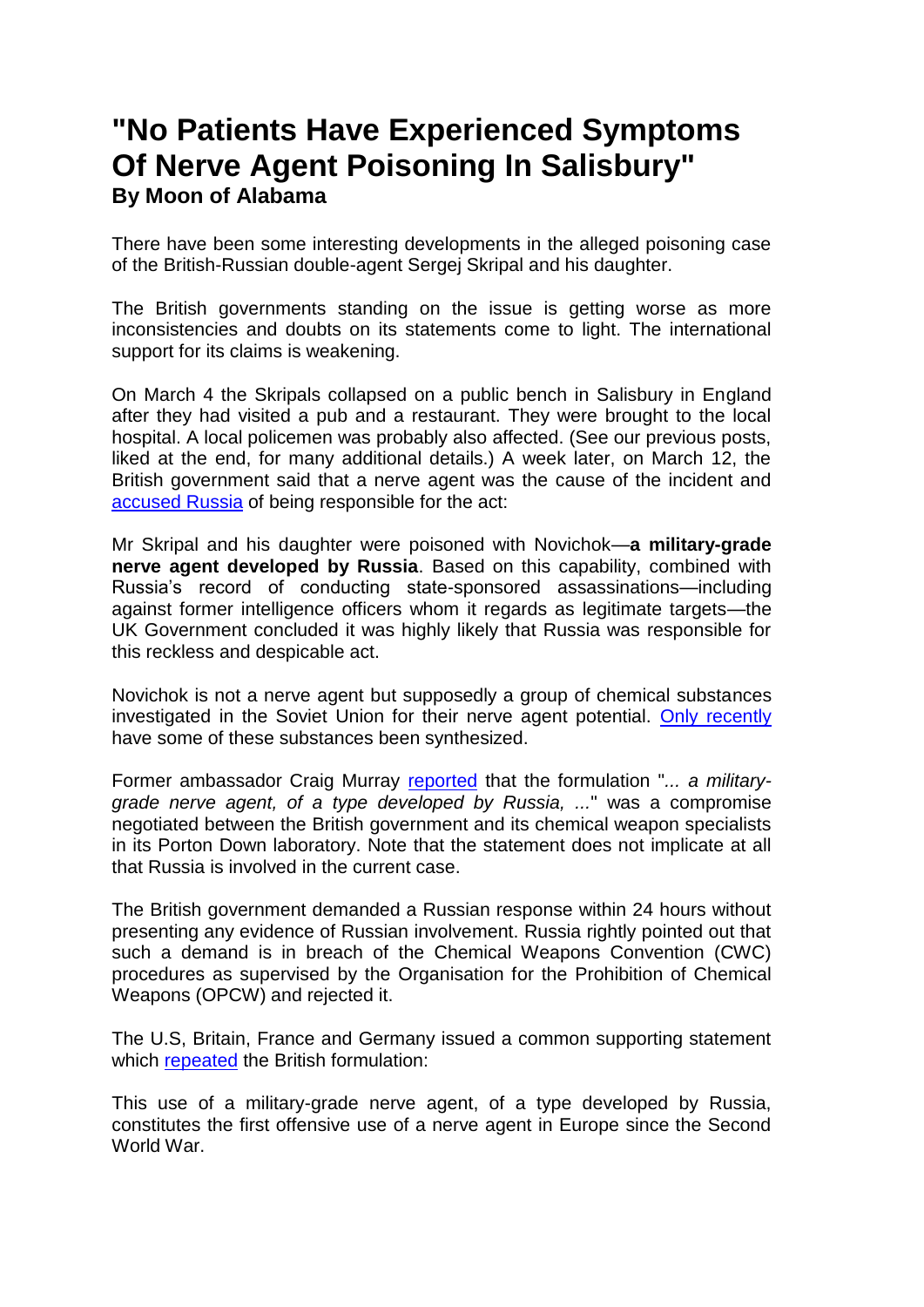# "No Patients Have Experienced Symptoms Of Nerve Agent Poisoning In Salisbury"

**By Moon of Alabama**

There have been some interesting developments in the alleged poisoning case of the British-Russian double-agent Sergej Skripal and his daughter.

The British governments standing on the issue is getting worse as more inconsistencies and doubts on its statements come to light. The international support for its claims is weakening.

On March 4 the Skripals collapsed on a public bench in Salisbury in England after they had visited a pub and a restaurant. They were brought to the local hospital. A local policemen was probably also affected. (See our previous posts, liked at the end, for many additional details.) A week later, on March 12, the British government said that a nerve agent was the cause of the incident and accused Russia of being responsible for the act:

Mr Skripal and his daughter were poisoned with Novichok—**a military-grade nerve agent developed by Russia**. Based on this capability, combined with Russia's record of conducting state-sponsored assassinations—including against former intelligence officers whom it regards as legitimate targets—the UK Government concluded it was highly likely that Russia was responsible for this reckless and despicable act.

Novichok is not a nerve agent but supposedly a group of chemical substances investigated in the Soviet Union for their nerve agent potential. Only recently have some of these substances been synthesized.

Former ambassador Craig Murray reported that the formulation "*... a military-grade nerve agent, of a type developed by Russia, ...*" was a compromise negotiated between the British government and its chemical weapon specialists in its Porton Down laboratory. Note that the statement does not implicate at all that Russia is involved in the current case.

The British government demanded a Russian response within 24 hours without presenting any evidence of Russian involvement. Russia rightly pointed out that such a demand is in breach of the Chemical Weapons Convention (CWC) procedures as supervised by the Organisation for the Prohibition of Chemical Weapons (OPCW) and rejected it.

The U.S, Britain, France and Germany issued a common supporting statement which repeated the British formulation:

This use of a military-grade nerve agent, of a type developed by Russia, constitutes the first offensive use of a nerve agent in Europe since the Second World War.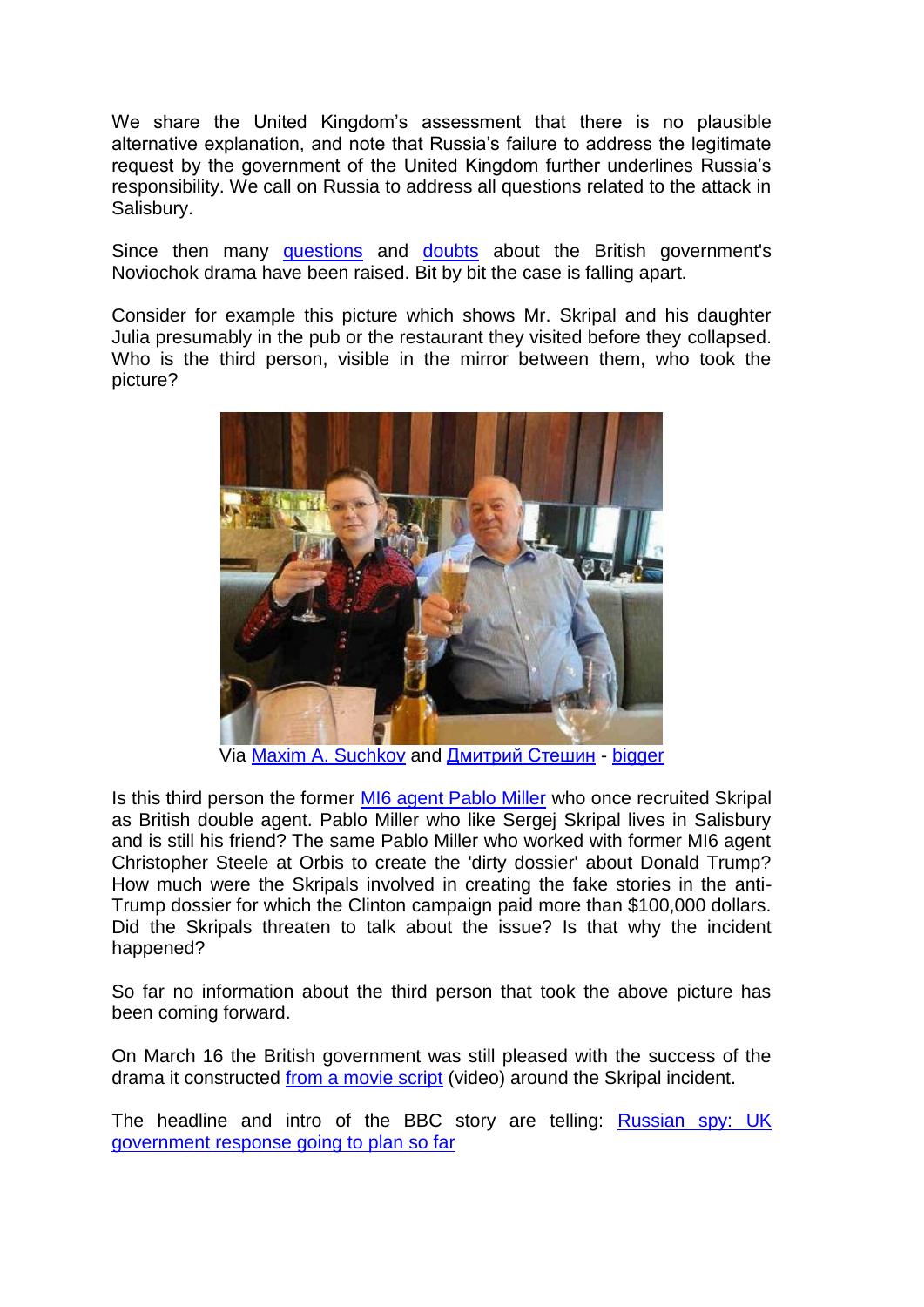We share the United Kingdom's assessment that there is no plausible alternative explanation, and note that Russia's failure to address the legitimate request by the government of the United Kingdom further underlines Russia's responsibility. We call on Russia to address all questions related to the attack in Salisbury.

Since then many questions and doubts about the British government's Noviochok drama have been raised. Bit by bit the case is falling apart.

Consider for example this picture which shows Mr. Skripal and his daughter Julia presumably in the pub or the restaurant they visited before they collapsed. Who is the third person, visible in the mirror between them, who took the picture?

Via Maxim A. Suchkov and Дмитрий Стешин - bigger

Is this third person the former MI6 agent Pablo Miller who once recruited Skripal as British double agent. Pablo Miller who like Sergej Skripal lives in Salisbury and is still his friend? The same Pablo Miller who worked with former MI6 agent Christopher Steele at Orbis to create the 'dirty dossier' about Donald Trump? How much were the Skripals involved in creating the fake stories in the anti-Trump dossier for which the Clinton campaign paid more than $100,000 dollars. Did the Skripals threaten to talk about the issue? Is that why the incident happened?

So far no information about the third person that took the above picture has been coming forward.

On March 16 the British government was still pleased with the success of the drama it constructed from a movie script (video) around the Skripal incident.

The headline and intro of the BBC story are telling: Russian spy: UK government response going to plan so far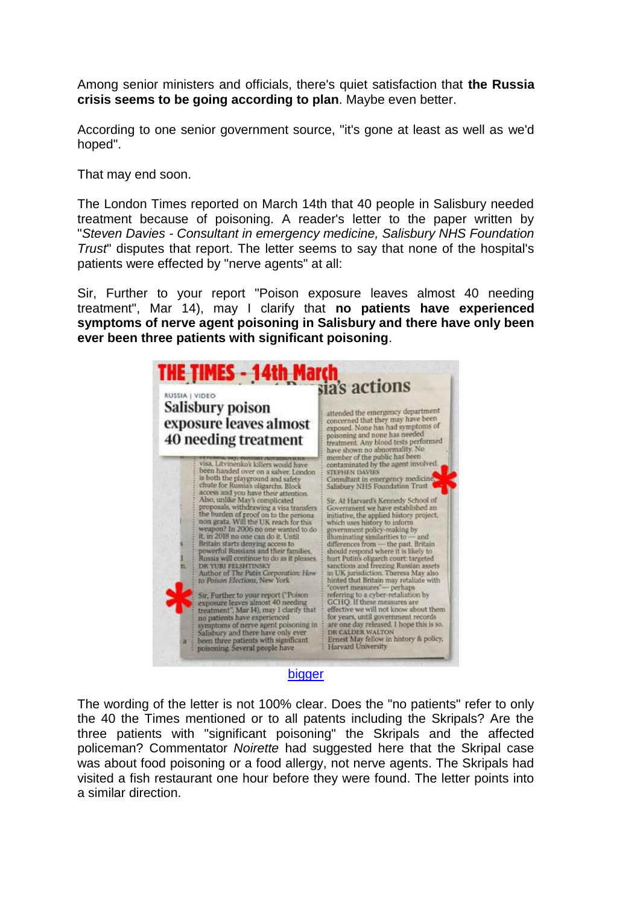Among senior ministers and officials, there's quiet satisfaction that **the Russia crisis seems to be going according to plan**. Maybe even better.

According to one senior government source, "it's gone at least as well as we'd hoped".

That may end soon.

The London Times reported on March 14th that 40 people in Salisbury needed treatment because of poisoning. A reader's letter to the paper written by "*Steven Davies - Consultant in emergency medicine, Salisbury NHS Foundation Trust*" disputes that report. The letter seems to say that none of the hospital's patients were effected by "nerve agents" at all:

Sir, Further to your report "Poison exposure leaves almost 40 needing treatment", Mar 14), may I clarify that **no patients have experienced symptoms of nerve agent poisoning in Salisbury and there have only been ever been three patients with significant poisoning**.

bigger

The wording of the letter is not 100% clear. Does the "no patients" refer to only the 40 the Times mentioned or to all patents including the Skripals? Are the three patients with "significant poisoning" the Skripals and the affected policeman? Commentator *Noirette* had suggested here that the Skripal case was about food poisoning or a food allergy, not nerve agents. The Skripals had visited a fish restaurant one hour before they were found. The letter points into a similar direction.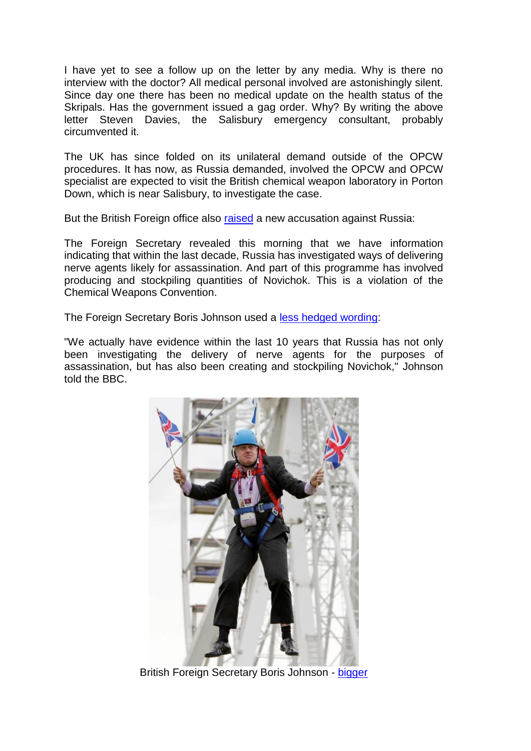I have yet to see a follow up on the letter by any media. Why is there no interview with the doctor? All medical personal involved are astonishingly silent. Since day one there has been no medical update on the health status of the Skripals. Has the government issued a gag order. Why? By writing the above letter Steven Davies, the Salisbury emergency consultant, probably circumvented it.

The UK has since folded on its unilateral demand outside of the OPCW procedures. It has now, as Russia demanded, involved the OPCW and OPCW specialist are expected to visit the British chemical weapon laboratory in Porton Down, which is near Salisbury, to investigate the case.

But the British Foreign office also raised a new accusation against Russia:

The Foreign Secretary revealed this morning that we have information indicating that within the last decade, Russia has investigated ways of delivering nerve agents likely for assassination. And part of this programme has involved producing and stockpiling quantities of Novichok. This is a violation of the Chemical Weapons Convention.

The Foreign Secretary Boris Johnson used a less hedged wording:

"We actually have evidence within the last 10 years that Russia has not only been investigating the delivery of nerve agents for the purposes of assassination, but has also been creating and stockpiling Novichok," Johnson told the BBC.

British Foreign Secretary Boris Johnson - bigger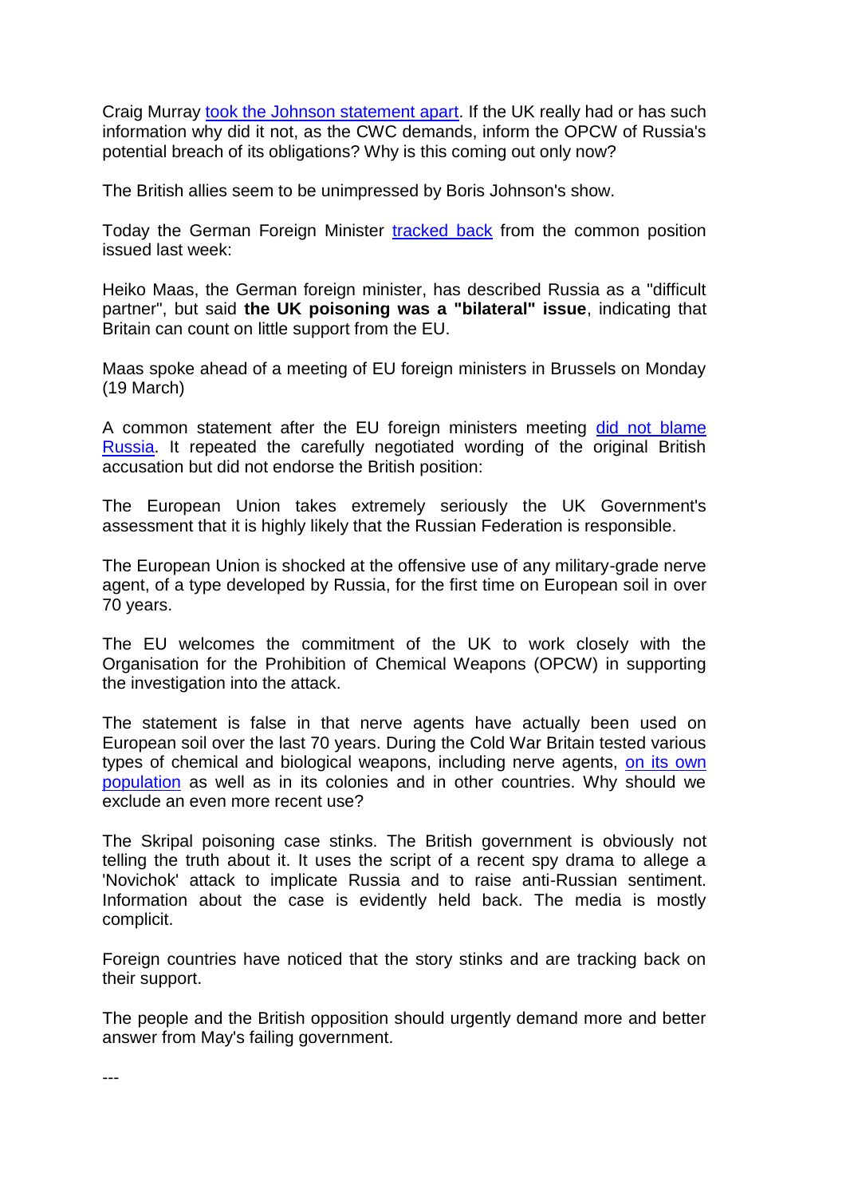Craig Murray took the Johnson statement apart. If the UK really had or has such information why did it not, as the CWC demands, inform the OPCW of Russia's potential breach of its obligations? Why is this coming out only now?

The British allies seem to be unimpressed by Boris Johnson's show.

Today the German Foreign Minister tracked back from the common position issued last week:

Heiko Maas, the German foreign minister, has described Russia as a "difficult partner", but said **the UK poisoning was a "bilateral" issue**, indicating that Britain can count on little support from the EU.

Maas spoke ahead of a meeting of EU foreign ministers in Brussels on Monday (19 March)

A common statement after the EU foreign ministers meeting did not blame Russia. It repeated the carefully negotiated wording of the original British accusation but did not endorse the British position:

The European Union takes extremely seriously the UK Government's assessment that it is highly likely that the Russian Federation is responsible.

The European Union is shocked at the offensive use of any military-grade nerve agent, of a type developed by Russia, for the first time on European soil in over 70 years.

The EU welcomes the commitment of the UK to work closely with the Organisation for the Prohibition of Chemical Weapons (OPCW) in supporting the investigation into the attack.

The statement is false in that nerve agents have actually been used on European soil over the last 70 years. During the Cold War Britain tested various types of chemical and biological weapons, including nerve agents, on its own population as well as in its colonies and in other countries. Why should we exclude an even more recent use?

The Skripal poisoning case stinks. The British government is obviously not telling the truth about it. It uses the script of a recent spy drama to allege a 'Novichok' attack to implicate Russia and to raise anti-Russian sentiment. Information about the case is evidently held back. The media is mostly complicit.

Foreign countries have noticed that the story stinks and are tracking back on their support.

The people and the British opposition should urgently demand more and better answer from May's failing government.

---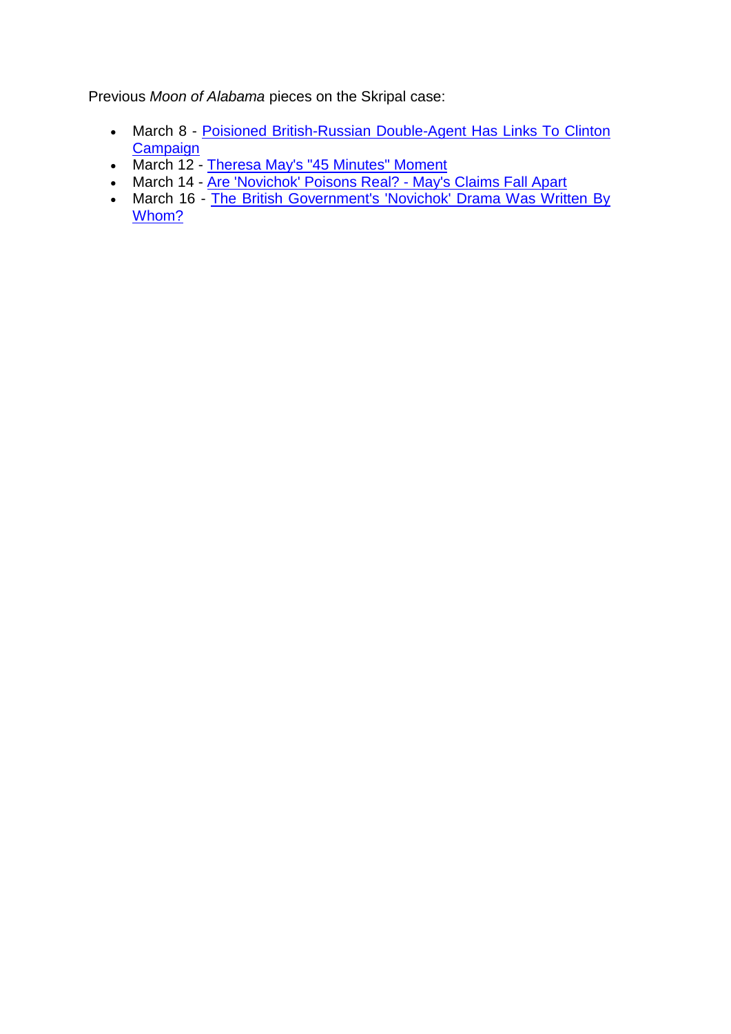Previous *Moon of Alabama* pieces on the Skripal case:

- March 8 - Poisioned British-Russian Double-Agent Has Links To Clinton Campaign
- March 12 - Theresa May's "45 Minutes" Moment
- March 14 - Are 'Novichok' Poisons Real? - May's Claims Fall Apart
- March 16 - The British Government's 'Novichok' Drama Was Written By Whom?